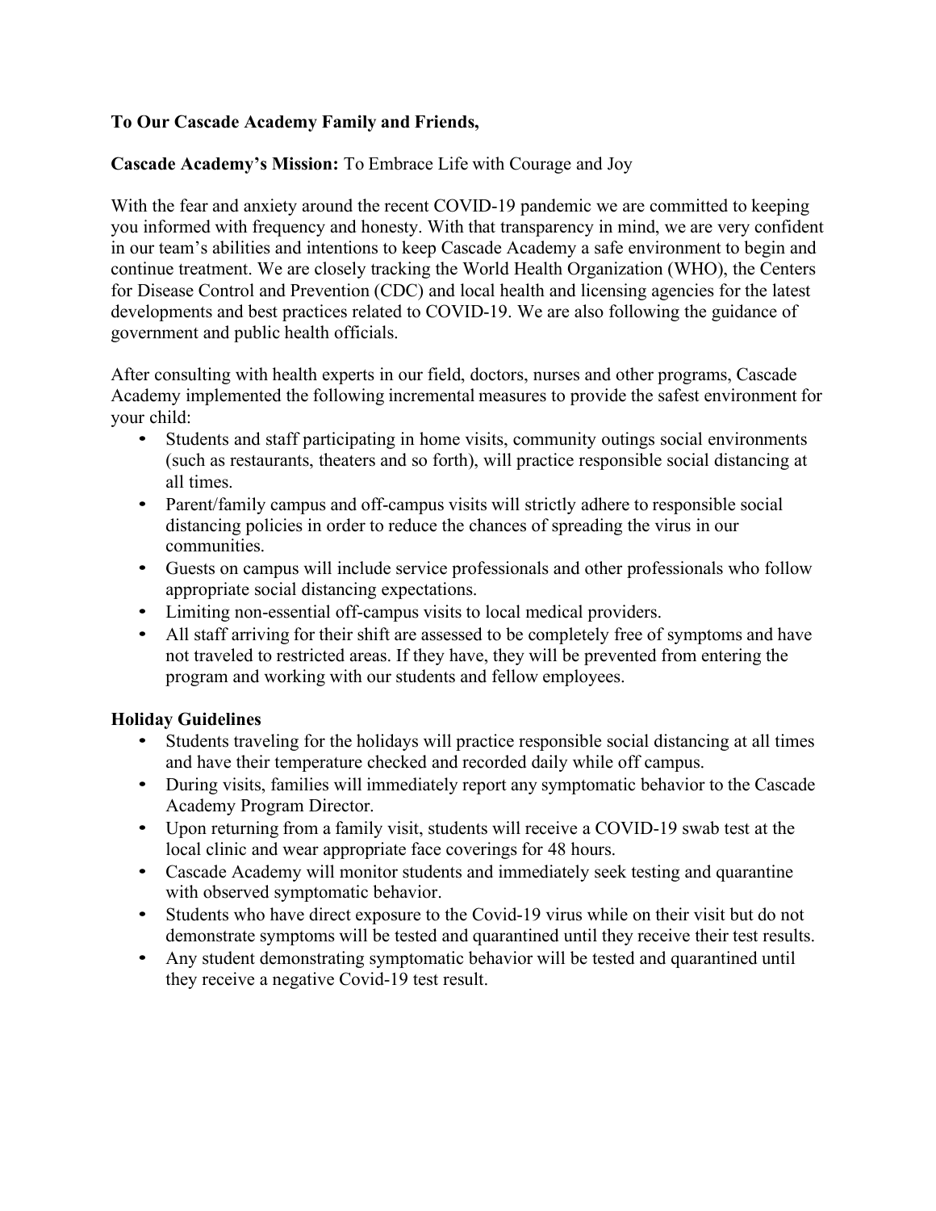**To Our Cascade Academy Family and Friends,**

**Cascade Academy's Mission:** To Embrace Life with Courage and Joy

With the fear and anxiety around the recent COVID-19 pandemic we are committed to keeping you informed with frequency and honesty. With that transparency in mind, we are very confident in our team's abilities and intentions to keep Cascade Academy a safe environment to begin and continue treatment. We are closely tracking the World Health Organization (WHO), the Centers for Disease Control and Prevention (CDC) and local health and licensing agencies for the latest developments and best practices related to COVID-19. We are also following the guidance of government and public health officials.

After consulting with health experts in our field, doctors, nurses and other programs, Cascade Academy implemented the following incremental measures to provide the safest environment for your child:

- Students and staff participating in home visits, community outings social environments (such as restaurants, theaters and so forth), will practice responsible social distancing at all times.
- Parent/family campus and off-campus visits will strictly adhere to responsible social distancing policies in order to reduce the chances of spreading the virus in our communities.
- Guests on campus will include service professionals and other professionals who follow appropriate social distancing expectations.
- Limiting non-essential off-campus visits to local medical providers.
- All staff arriving for their shift are assessed to be completely free of symptoms and have not traveled to restricted areas. If they have, they will be prevented from entering the program and working with our students and fellow employees.

**Holiday Guidelines**

- Students traveling for the holidays will practice responsible social distancing at all times and have their temperature checked and recorded daily while off campus.
- During visits, families will immediately report any symptomatic behavior to the Cascade Academy Program Director.
- Upon returning from a family visit, students will receive a COVID-19 swab test at the local clinic and wear appropriate face coverings for 48 hours.
- Cascade Academy will monitor students and immediately seek testing and quarantine with observed symptomatic behavior.
- Students who have direct exposure to the Covid-19 virus while on their visit but do not demonstrate symptoms will be tested and quarantined until they receive their test results.
- Any student demonstrating symptomatic behavior will be tested and quarantined until they receive a negative Covid-19 test result.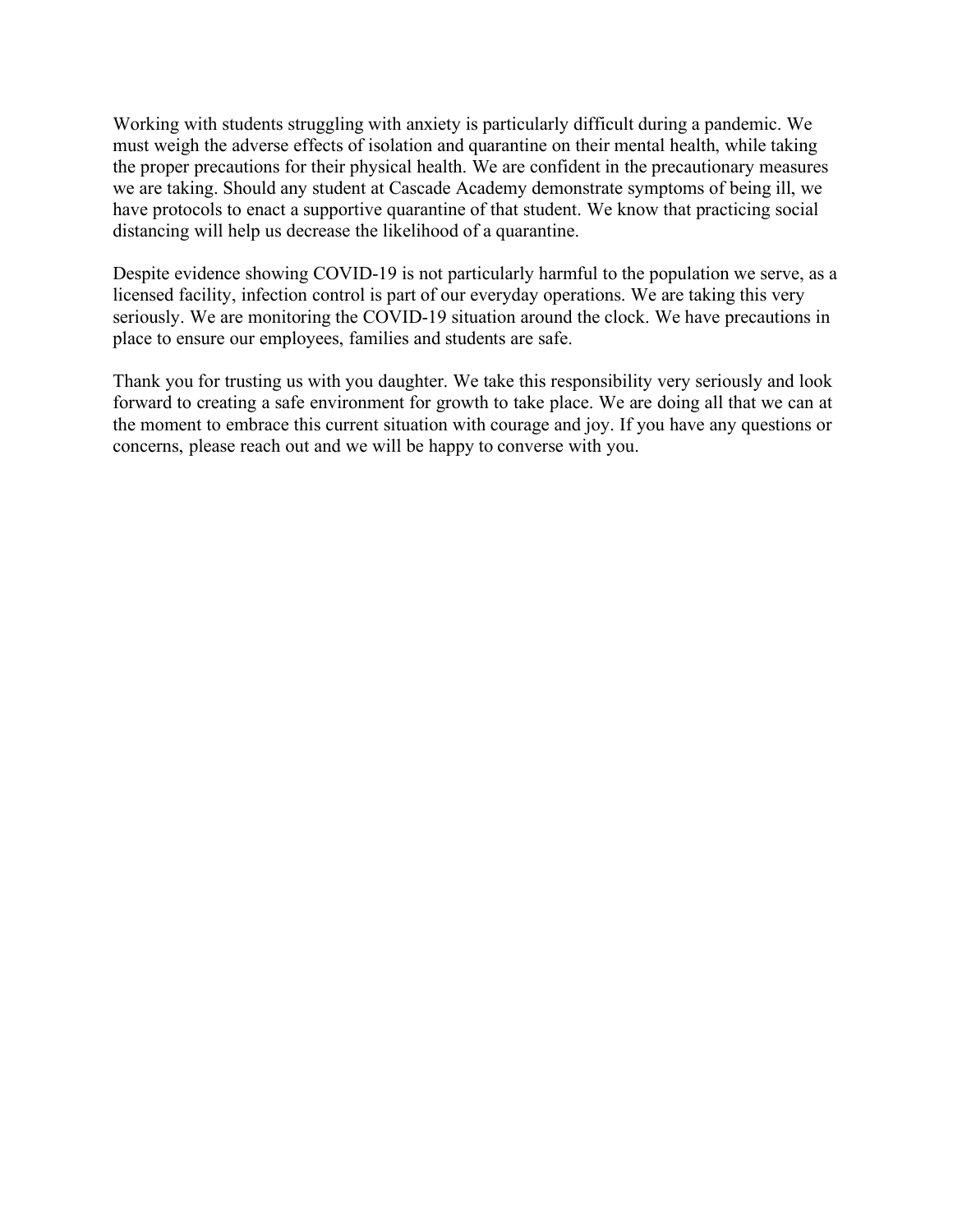Working with students struggling with anxiety is particularly difficult during a pandemic. We must weigh the adverse effects of isolation and quarantine on their mental health, while taking the proper precautions for their physical health. We are confident in the precautionary measures we are taking. Should any student at Cascade Academy demonstrate symptoms of being ill, we have protocols to enact a supportive quarantine of that student. We know that practicing social distancing will help us decrease the likelihood of a quarantine.

Despite evidence showing COVID-19 is not particularly harmful to the population we serve, as a licensed facility, infection control is part of our everyday operations. We are taking this very seriously. We are monitoring the COVID-19 situation around the clock. We have precautions in place to ensure our employees, families and students are safe.

Thank you for trusting us with you daughter. We take this responsibility very seriously and look forward to creating a safe environment for growth to take place. We are doing all that we can at the moment to embrace this current situation with courage and joy. If you have any questions or concerns, please reach out and we will be happy to converse with you.